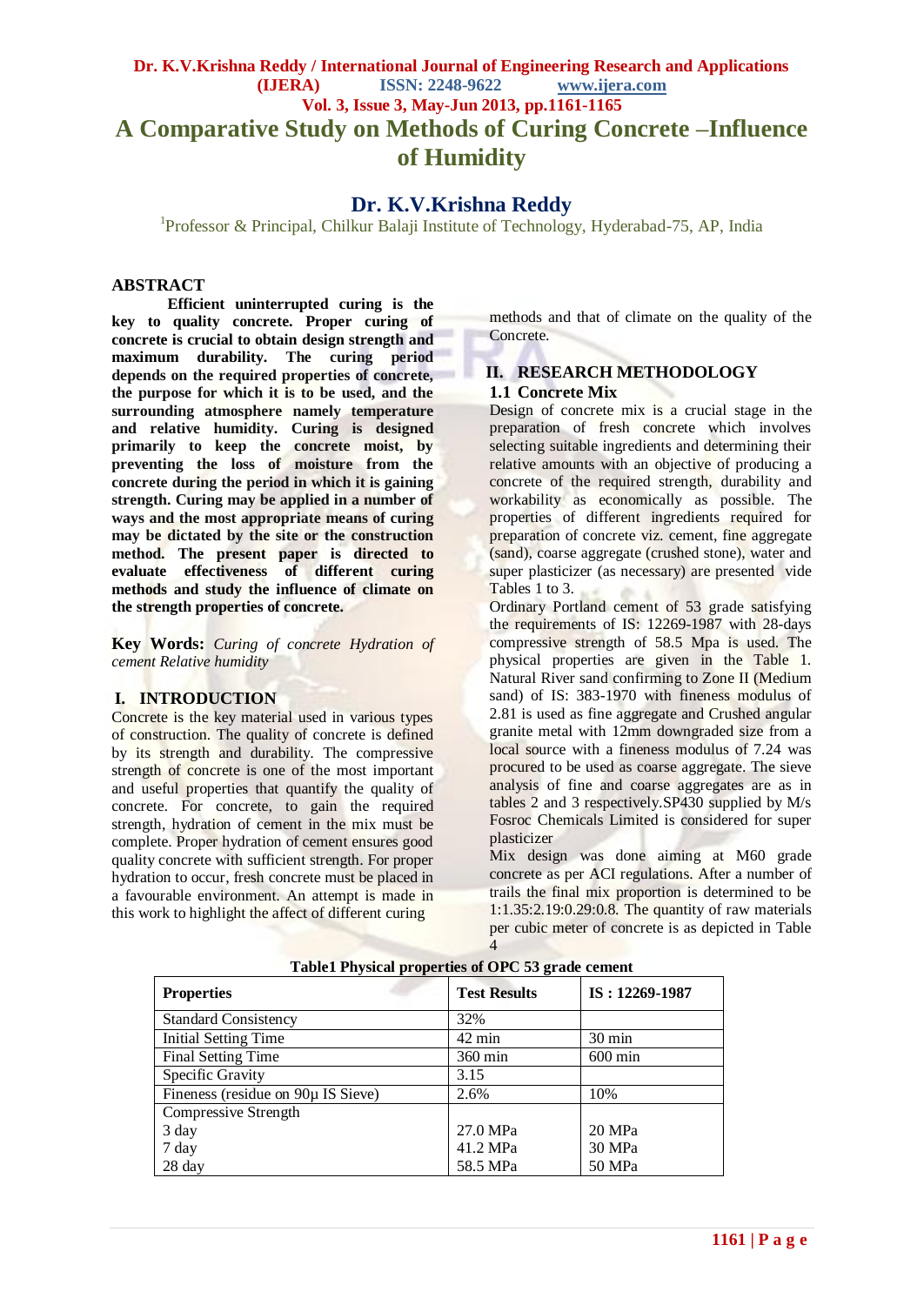# A Comparative Study on Methods of Curing Concrete –Influence of Humidity

## Dr. K.V.Krishna Reddy

[1]Professor & Principal, Chilkur Balaji Institute of Technology, Hyderabad-75, AP, India

## ABSTRACT

**Efficient uninterrupted curing is the key to quality concrete. Proper curing of concrete is crucial to obtain design strength and maximum durability. The curing period depends on the required properties of concrete, the purpose for which it is to be used, and the surrounding atmosphere namely temperature and relative humidity. Curing is designed primarily to keep the concrete moist, by preventing the loss of moisture from the concrete during the period in which it is gaining strength. Curing may be applied in a number of ways and the most appropriate means of curing may be dictated by the site or the construction method. The present paper is directed to evaluate effectiveness of different curing methods and study the influence of climate on the strength properties of concrete.**

**Key Words:** *Curing of concrete Hydration of cement Relative humidity*

## I. INTRODUCTION

Concrete is the key material used in various types of construction. The quality of concrete is defined by its strength and durability. The compressive strength of concrete is one of the most important and useful properties that quantify the quality of concrete. For concrete, to gain the required strength, hydration of cement in the mix must be complete. Proper hydration of cement ensures good quality concrete with sufficient strength. For proper hydration to occur, fresh concrete must be placed in a favourable environment. An attempt is made in this work to highlight the affect of different curing methods and that of climate on the quality of the Concrete.

## II. RESEARCH METHODOLOGY

### 1.1 Concrete Mix

Design of concrete mix is a crucial stage in the preparation of fresh concrete which involves selecting suitable ingredients and determining their relative amounts with an objective of producing a concrete of the required strength, durability and workability as economically as possible. The properties of different ingredients required for preparation of concrete viz. cement, fine aggregate (sand), coarse aggregate (crushed stone), water and super plasticizer (as necessary) are presented vide Tables 1 to 3.

Ordinary Portland cement of 53 grade satisfying the requirements of IS: 12269-1987 with 28-days compressive strength of 58.5 Mpa is used. The physical properties are given in the Table 1. Natural River sand confirming to Zone II (Medium sand) of IS: 383-1970 with fineness modulus of 2.81 is used as fine aggregate and Crushed angular granite metal with 12mm downgraded size from a local source with a fineness modulus of 7.24 was procured to be used as coarse aggregate. The sieve analysis of fine and coarse aggregates are as in tables 2 and 3 respectively.SP430 supplied by M/s Fosroc Chemicals Limited is considered for super plasticizer

Mix design was done aiming at M60 grade concrete as per ACI regulations. After a number of trails the final mix proportion is determined to be 1:1.35:2.19:0.29:0.8. The quantity of raw materials per cubic meter of concrete is as depicted in Table 4

**Table1 Physical properties of OPC 53 grade cement**

| Properties | Test Results | IS : 12269-1987 |
|---|---|---|
| Standard Consistency | 32% | |
| Initial Setting Time | 42 min | 30 min |
| Final Setting Time | 360 min | 600 min |
| Specific Gravity | 3.15 | |
| Fineness (residue on 90µ IS Sieve) | 2.6% | 10% |
| Compressive Strength | | |
| 3 day | 27.0 MPa | 20 MPa |
| 7 day | 41.2 MPa | 30 MPa |
| 28 day | 58.5 MPa | 50 MPa |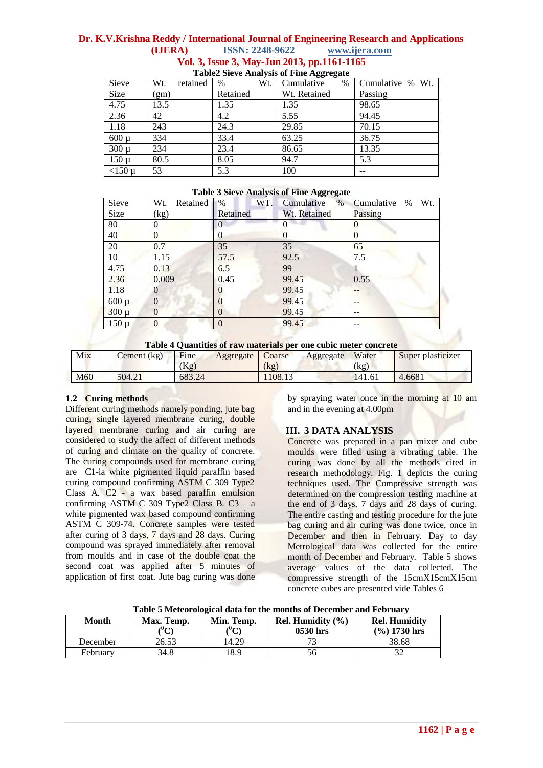Table2 Sieve Analysis of Fine Aggregate

| Sieve Size | Wt. retained (gm) | % Wt. Retained | Cumulative % Wt. Retained | Cumulative % Wt. Passing |
|---|---|---|---|---|
| 4.75 | 13.5 | 1.35 | 1.35 | 98.65 |
| 2.36 | 42 | 4.2 | 5.55 | 94.45 |
| 1.18 | 243 | 24.3 | 29.85 | 70.15 |
| 600 µ | 334 | 33.4 | 63.25 | 36.75 |
| 300 µ | 234 | 23.4 | 86.65 | 13.35 |
| 150 µ | 80.5 | 8.05 | 94.7 | 5.3 |
| <150 µ | 53 | 5.3 | 100 | -- |

Table 3 Sieve Analysis of Fine Aggregate

| Sieve Size | Wt. Retained (kg) | % WT. Retained | Cumulative % Wt. Retained | Cumulative % Wt. Passing |
|---|---|---|---|---|
| 80 | 0 | 0 | 0 | 0 |
| 40 | 0 | 0 | 0 | 0 |
| 20 | 0.7 | 35 | 35 | 65 |
| 10 | 1.15 | 57.5 | 92.5 | 7.5 |
| 4.75 | 0.13 | 6.5 | 99 | 1 |
| 2.36 | 0.009 | 0.45 | 99.45 | 0.55 |
| 1.18 | 0 | 0 | 99.45 | -- |
| 600 µ | 0 | 0 | 99.45 | -- |
| 300 µ | 0 | 0 | 99.45 | -- |
| 150 µ | 0 | 0 | 99.45 | -- |

Table 4 Quantities of raw materials per one cubic meter concrete

| Mix | Cement (kg) | Fine Aggregate (Kg) | Coarse Aggregate (kg) | Water (kg) | Super plasticizer |
|---|---|---|---|---|---|
| M60 | 504.21 | 683.24 | 1108.13 | 141.61 | 4.6681 |

### 1.2 Curing methods

Different curing methods namely ponding, jute bag curing, single layered membrane curing, double layered membrane curing and air curing are considered to study the affect of different methods of curing and climate on the quality of concrete. The curing compounds used for membrane curing are C1-ia white pigmented liquid paraffin based curing compound confirming ASTM C 309 Type2 Class A. C2 - a wax based paraffin emulsion confirming ASTM C 309 Type2 Class B. C3 – a white pigmented wax based compound confirming ASTM C 309-74. Concrete samples were tested after curing of 3 days, 7 days and 28 days. Curing compound was sprayed immediately after removal from moulds and in case of the double coat the second coat was applied after 5 minutes of application of first coat. Jute bag curing was done by spraying water once in the morning at 10 am and in the evening at 4.00pm

## III. 3 DATA ANALYSIS

Concrete was prepared in a pan mixer and cube moulds were filled using a vibrating table. The curing was done by all the methods cited in research methodology. Fig. 1 depicts the curing techniques used. The Compressive strength was determined on the compression testing machine at the end of 3 days, 7 days and 28 days of curing. The entire casting and testing procedure for the jute bag curing and air curing was done twice, once in December and then in February. Day to day Metrological data was collected for the entire month of December and February. Table 5 shows average values of the data collected. The compressive strength of the 15cmX15cmX15cm concrete cubes are presented vide Tables 6

Table 5 Meteorological data for the months of December and February

| Month | Max. Temp. ($^0$C) | Min. Temp. ($^0$C) | Rel. Humidity (%) 0530 hrs | Rel. Humidity (%) 1730 hrs |
|---|---|---|---|---|
| December | 26.53 | 14.29 | 73 | 38.68 |
| February | 34.8 | 18.9 | 56 | 32 |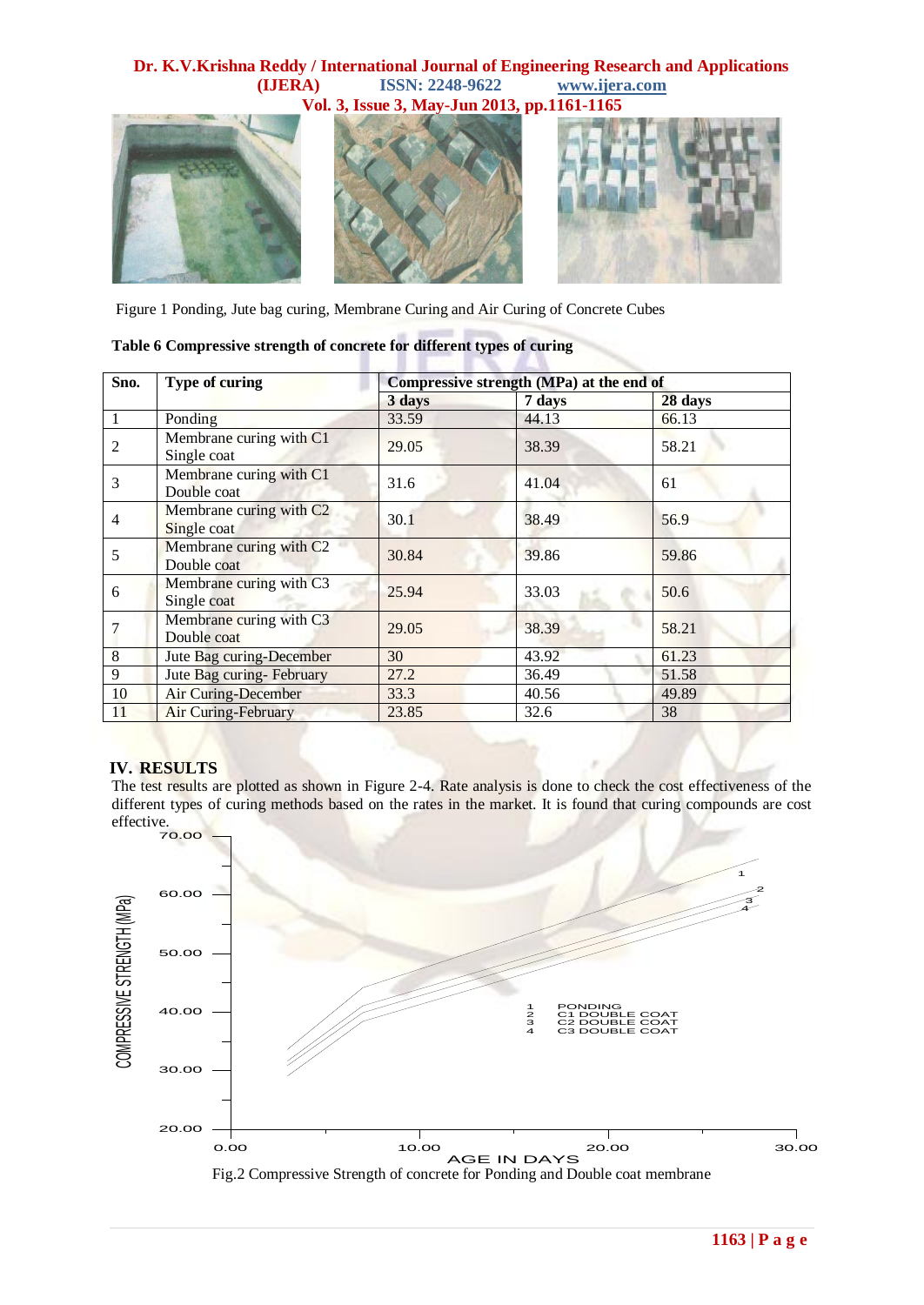Figure 1 Ponding, Jute bag curing, Membrane Curing and Air Curing of Concrete Cubes

**Table 6 Compressive strength of concrete for different types of curing**

| Sno. | Type of curing | Compressive strength (MPa) at the end of | | |
|---|---|---|---|---|
| | | 3 days | 7 days | 28 days |
| 1 | Ponding | 33.59 | 44.13 | 66.13 |
| 2 | Membrane curing with C1 Single coat | 29.05 | 38.39 | 58.21 |
| 3 | Membrane curing with C1 Double coat | 31.6 | 41.04 | 61 |
| 4 | Membrane curing with C2 Single coat | 30.1 | 38.49 | 56.9 |
| 5 | Membrane curing with C2 Double coat | 30.84 | 39.86 | 59.86 |
| 6 | Membrane curing with C3 Single coat | 25.94 | 33.03 | 50.6 |
| 7 | Membrane curing with C3 Double coat | 29.05 | 38.39 | 58.21 |
| 8 | Jute Bag curing-December | 30 | 43.92 | 61.23 |
| 9 | Jute Bag curing- February | 27.2 | 36.49 | 51.58 |
| 10 | Air Curing-December | 33.3 | 40.56 | 49.89 |
| 11 | Air Curing-February | 23.85 | 32.6 | 38 |

## IV. RESULTS

The test results are plotted as shown in Figure 2-4. Rate analysis is done to check the cost effectiveness of the different types of curing methods based on the rates in the market. It is found that curing compounds are cost effective.

Fig.2 Compressive Strength of concrete for Ponding and Double coat membrane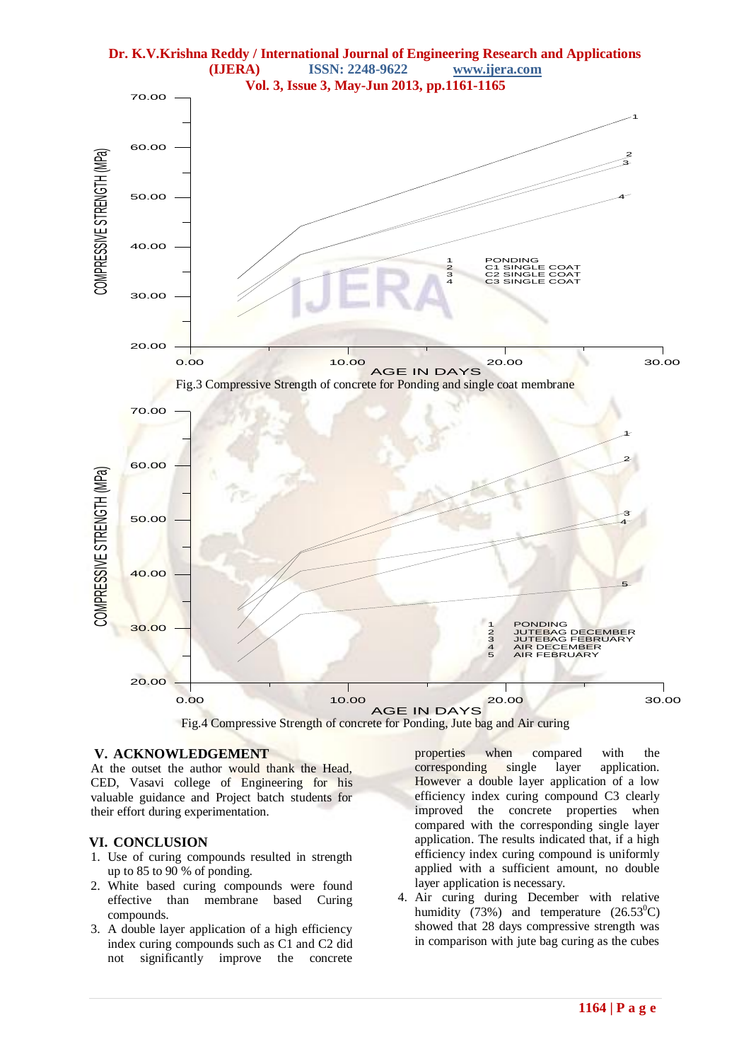Fig.3 Compressive Strength of concrete for Ponding and single coat membrane

Fig.4 Compressive Strength of concrete for Ponding, Jute bag and Air curing

## V. ACKNOWLEDGEMENT

At the outset the author would thank the Head, CED, Vasavi college of Engineering for his valuable guidance and Project batch students for their effort during experimentation.

## VI. CONCLUSION

1. Use of curing compounds resulted in strength up to 85 to 90 % of ponding.
2. White based curing compounds were found effective than membrane based Curing compounds.
3. A double layer application of a high efficiency index curing compounds such as C1 and C2 did not significantly improve the concrete properties when compared with the corresponding single layer application. However a double layer application of a low efficiency index curing compound C3 clearly improved the concrete properties when compared with the corresponding single layer application. The results indicated that, if a high efficiency index curing compound is uniformly applied with a sufficient amount, no double layer application is necessary.
4. Air curing during December with relative humidity (73%) and temperature ($26.53^0$C) showed that 28 days compressive strength was in comparison with jute bag curing as the cubes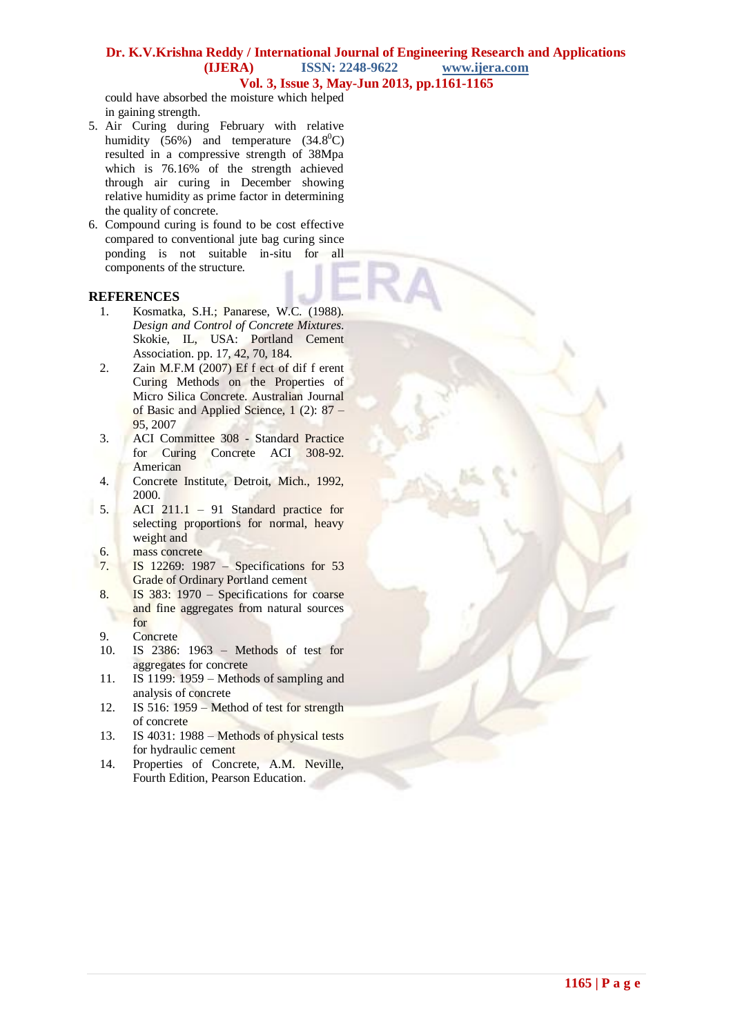could have absorbed the moisture which helped in gaining strength.

5. Air Curing during February with relative humidity (56%) and temperature ($34.8^0$C) resulted in a compressive strength of 38Mpa which is 76.16% of the strength achieved through air curing in December showing relative humidity as prime factor in determining the quality of concrete.
6. Compound curing is found to be cost effective compared to conventional jute bag curing since ponding is not suitable in-situ for all components of the structure.

## REFERENCES

1. Kosmatka, S.H.; Panarese, W.C. (1988). *Design and Control of Concrete Mixtures.* Skokie, IL, USA: Portland Cement Association. pp. 17, 42, 70, 184.
2. Zain M.F.M (2007) Ef f ect of dif f erent Curing Methods on the Properties of Micro Silica Concrete. Australian Journal of Basic and Applied Science, 1 (2): 87 – 95, 2007
3. ACI Committee 308 - Standard Practice for Curing Concrete ACI 308-92. American
4. Concrete Institute, Detroit, Mich., 1992, 2000.
5. ACI 211.1 – 91 Standard practice for selecting proportions for normal, heavy weight and
6. mass concrete
7. IS 12269: 1987 – Specifications for 53 Grade of Ordinary Portland cement
8. IS 383: 1970 – Specifications for coarse and fine aggregates from natural sources for
9. Concrete
10. IS 2386: 1963 – Methods of test for aggregates for concrete
11. IS 1199: 1959 – Methods of sampling and analysis of concrete
12. IS 516: 1959 – Method of test for strength of concrete
13. IS 4031: 1988 – Methods of physical tests for hydraulic cement
14. Properties of Concrete, A.M. Neville, Fourth Edition, Pearson Education.